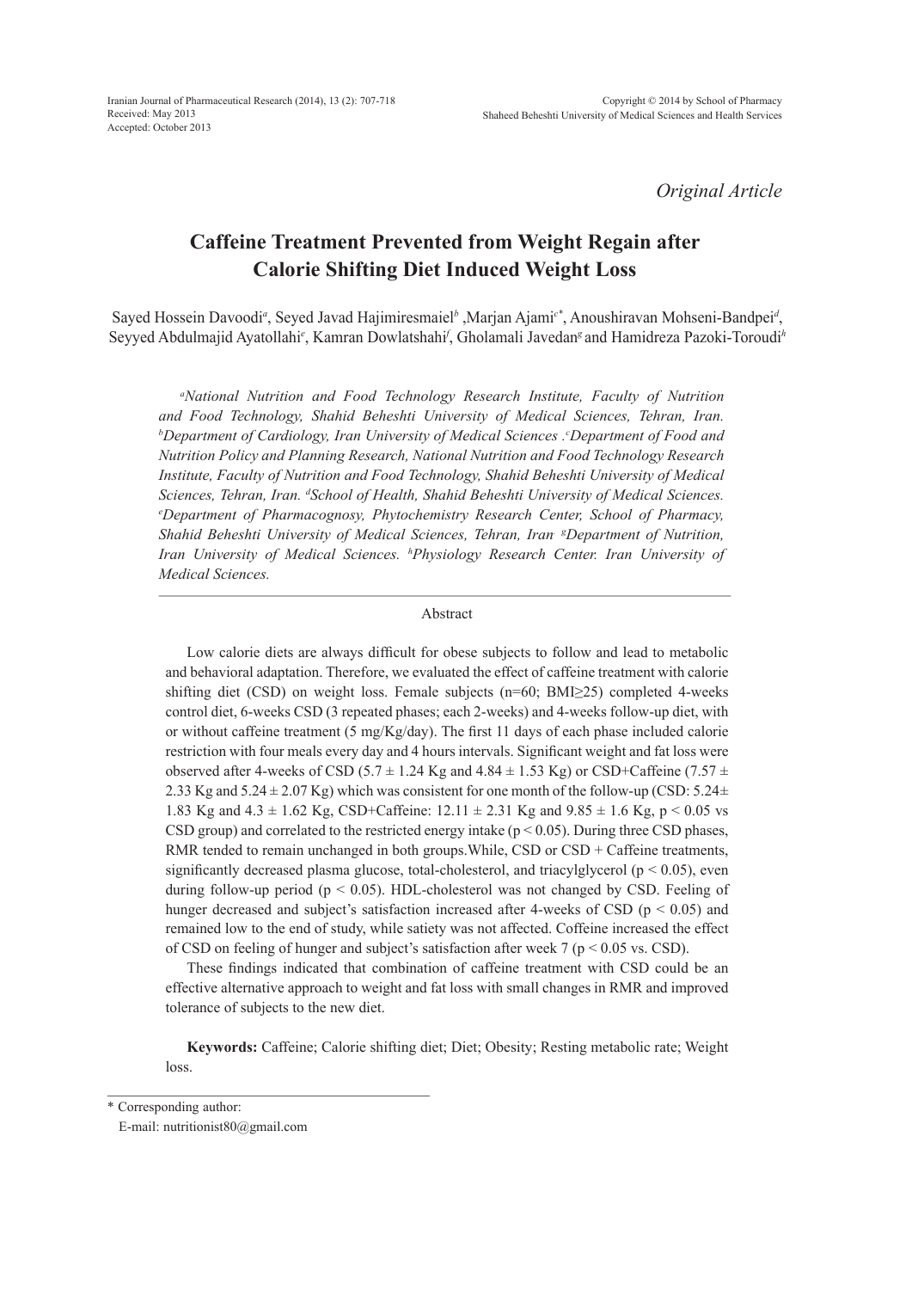Iranian Journal of Pharmaceutical Research (2014), 13 (2): 707-718
Received: May 2013
Accepted: October 2013

Copyright © 2014 by School of Pharmacy
Shaheed Beheshti University of Medical Sciences and Health Services

*Original Article*

# Caffeine Treatment Prevented from Weight Regain after Calorie Shifting Diet Induced Weight Loss

Sayed Hossein Davoodi[a], Seyed Javad Hajimiresmaiel[b] ,Marjan Ajami[c*], Anoushiravan Mohseni-Bandpei[d], Seyyed Abdulmajid Ayatollahi[e], Kamran Dowlatshahi[f], Gholamali Javedan[g] and Hamidreza Pazoki-Toroudi[h]

*[a]National Nutrition and Food Technology Research Institute, Faculty of Nutrition and Food Technology, Shahid Beheshti University of Medical Sciences, Tehran, Iran. [b]Department of Cardiology, Iran University of Medical Sciences .[c]Department of Food and Nutrition Policy and Planning Research, National Nutrition and Food Technology Research Institute, Faculty of Nutrition and Food Technology, Shahid Beheshti University of Medical Sciences, Tehran, Iran. [d]School of Health, Shahid Beheshti University of Medical Sciences. [e]Department of Pharmacognosy, Phytochemistry Research Center, School of Pharmacy, Shahid Beheshti University of Medical Sciences, Tehran, Iran [g]Department of Nutrition, Iran University of Medical Sciences. [h]Physiology Research Center. Iran University of Medical Sciences.*

## Abstract

Low calorie diets are always difficult for obese subjects to follow and lead to metabolic and behavioral adaptation. Therefore, we evaluated the effect of caffeine treatment with calorie shifting diet (CSD) on weight loss. Female subjects (n=60; BMI≥25) completed 4-weeks control diet, 6-weeks CSD (3 repeated phases; each 2-weeks) and 4-weeks follow-up diet, with or without caffeine treatment (5 mg/Kg/day). The first 11 days of each phase included calorie restriction with four meals every day and 4 hours intervals. Significant weight and fat loss were observed after 4-weeks of CSD (5.7 ± 1.24 Kg and 4.84 ± 1.53 Kg) or CSD+Caffeine (7.57 ± 2.33 Kg and 5.24 ± 2.07 Kg) which was consistent for one month of the follow-up (CSD: 5.24± 1.83 Kg and 4.3 ± 1.62 Kg, CSD+Caffeine: 12.11 ± 2.31 Kg and 9.85 ± 1.6 Kg, $p < 0.05$ vs CSD group) and correlated to the restricted energy intake ($p < 0.05$). During three CSD phases, RMR tended to remain unchanged in both groups.While, CSD or CSD + Caffeine treatments, significantly decreased plasma glucose, total-cholesterol, and triacylglycerol ($p < 0.05$), even during follow-up period ($p < 0.05$). HDL-cholesterol was not changed by CSD. Feeling of hunger decreased and subject's satisfaction increased after 4-weeks of CSD ($p < 0.05$) and remained low to the end of study, while satiety was not affected. Coffeine increased the effect of CSD on feeling of hunger and subject's satisfaction after week 7 ($p < 0.05$ vs. CSD).

These findings indicated that combination of caffeine treatment with CSD could be an effective alternative approach to weight and fat loss with small changes in RMR and improved tolerance of subjects to the new diet.

**Keywords:** Caffeine; Calorie shifting diet; Diet; Obesity; Resting metabolic rate; Weight loss.

\* Corresponding author:
E-mail: nutritionist80@gmail.com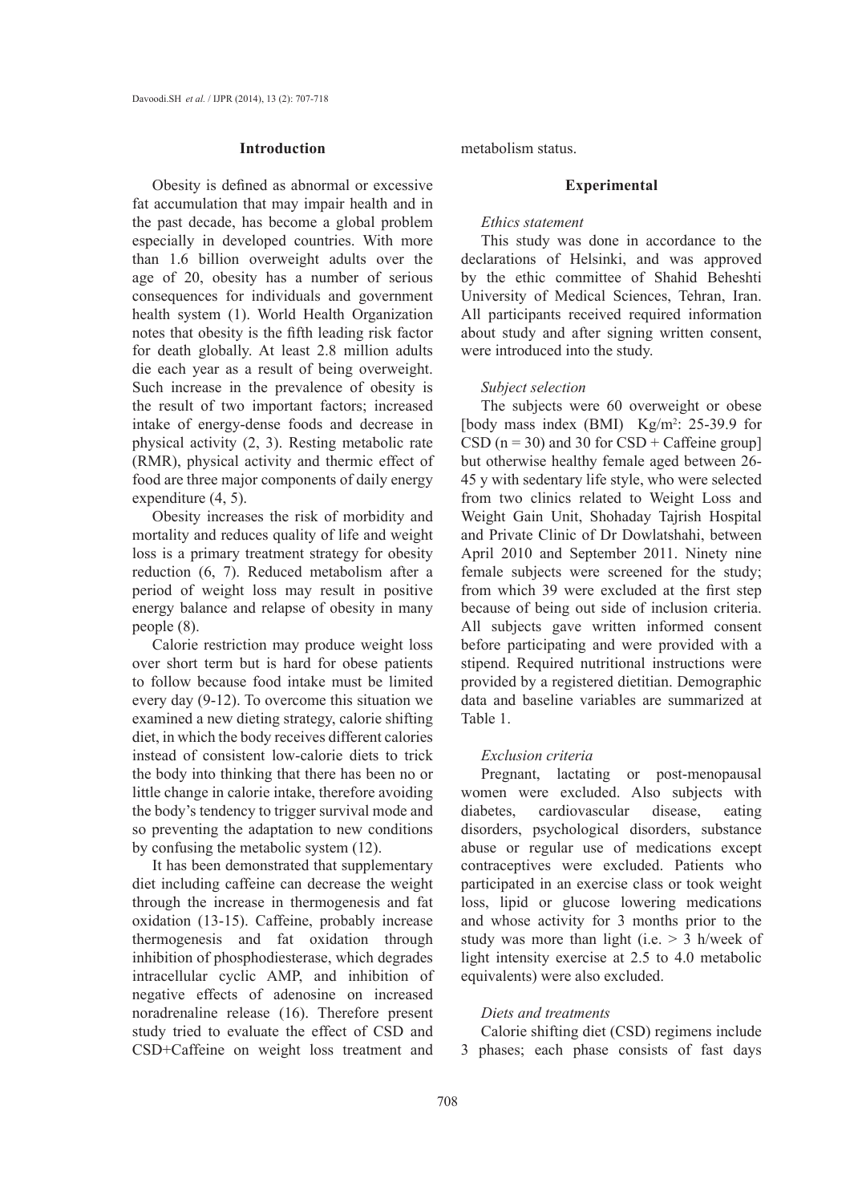## Introduction

Obesity is defined as abnormal or excessive fat accumulation that may impair health and in the past decade, has become a global problem especially in developed countries. With more than 1.6 billion overweight adults over the age of 20, obesity has a number of serious consequences for individuals and government health system (1). World Health Organization notes that obesity is the fifth leading risk factor for death globally. At least 2.8 million adults die each year as a result of being overweight. Such increase in the prevalence of obesity is the result of two important factors; increased intake of energy-dense foods and decrease in physical activity (2, 3). Resting metabolic rate (RMR), physical activity and thermic effect of food are three major components of daily energy expenditure (4, 5).

Obesity increases the risk of morbidity and mortality and reduces quality of life and weight loss is a primary treatment strategy for obesity reduction (6, 7). Reduced metabolism after a period of weight loss may result in positive energy balance and relapse of obesity in many people (8).

Calorie restriction may produce weight loss over short term but is hard for obese patients to follow because food intake must be limited every day (9-12). To overcome this situation we examined a new dieting strategy, calorie shifting diet, in which the body receives different calories instead of consistent low-calorie diets to trick the body into thinking that there has been no or little change in calorie intake, therefore avoiding the body's tendency to trigger survival mode and so preventing the adaptation to new conditions by confusing the metabolic system (12).

It has been demonstrated that supplementary diet including caffeine can decrease the weight through the increase in thermogenesis and fat oxidation (13-15). Caffeine, probably increase thermogenesis and fat oxidation through inhibition of phosphodiesterase, which degrades intracellular cyclic AMP, and inhibition of negative effects of adenosine on increased noradrenaline release (16). Therefore present study tried to evaluate the effect of CSD and CSD+Caffeine on weight loss treatment and metabolism status.

## Experimental

*Ethics statement*

This study was done in accordance to the declarations of Helsinki, and was approved by the ethic committee of Shahid Beheshti University of Medical Sciences, Tehran, Iran. All participants received required information about study and after signing written consent, were introduced into the study.

*Subject selection*

The subjects were 60 overweight or obese [body mass index (BMI) $Kg/m^2$: 25-39.9 for CSD (n = 30) and 30 for CSD + Caffeine group] but otherwise healthy female aged between 26-45 y with sedentary life style, who were selected from two clinics related to Weight Loss and Weight Gain Unit, Shohaday Tajrish Hospital and Private Clinic of Dr Dowlatshahi, between April 2010 and September 2011. Ninety nine female subjects were screened for the study; from which 39 were excluded at the first step because of being out side of inclusion criteria. All subjects gave written informed consent before participating and were provided with a stipend. Required nutritional instructions were provided by a registered dietitian. Demographic data and baseline variables are summarized at Table 1.

*Exclusion criteria*

Pregnant, lactating or post-menopausal women were excluded. Also subjects with diabetes, cardiovascular disease, eating disorders, psychological disorders, substance abuse or regular use of medications except contraceptives were excluded. Patients who participated in an exercise class or took weight loss, lipid or glucose lowering medications and whose activity for 3 months prior to the study was more than light (i.e. > 3 h/week of light intensity exercise at 2.5 to 4.0 metabolic equivalents) were also excluded.

*Diets and treatments*

Calorie shifting diet (CSD) regimens include 3 phases; each phase consists of fast days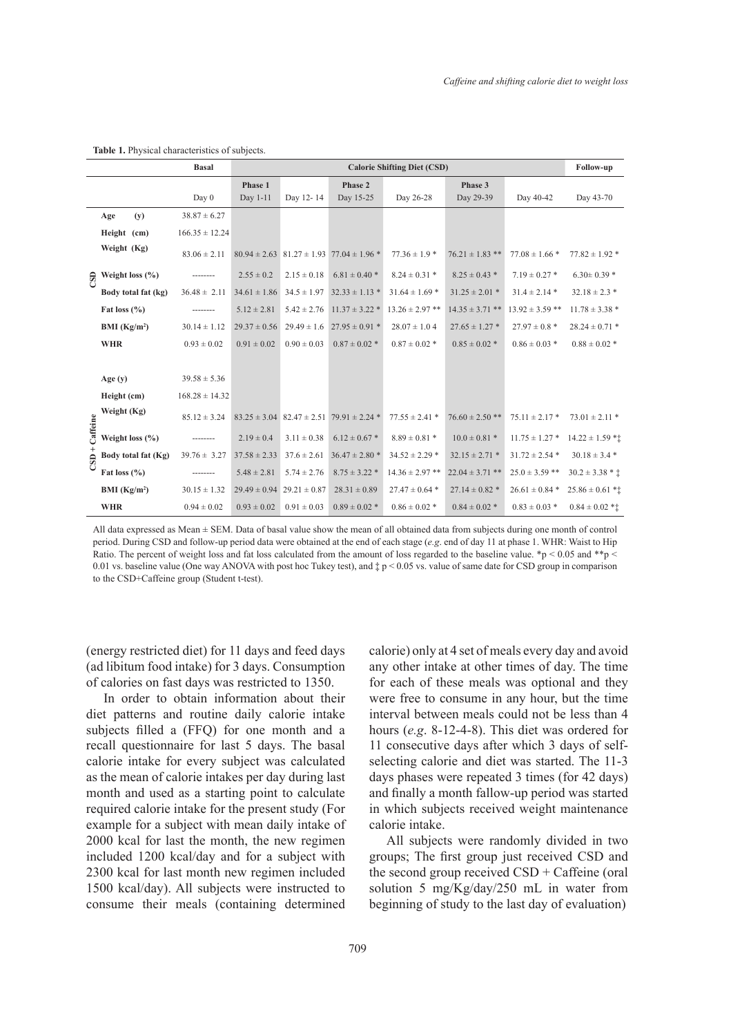**Table 1.** Physical characteristics of subjects.

| | | Basal | Calorie Shifting Diet (CSD) | | | | | | | Follow-up |
|---|---|---|---|---|---|---|---|---|---|---|
| | | | Phase 1 | | Phase 2 | | Phase 3 | | | |
| | | Day 0 | Day 1-11 | Day 12- 14 | Day 15-25 | Day 26-28 | Day 29-39 | Day 40-42 | | Day 43-70 |
| CSD | Age (y) | 38.87 ± 6.27 | | | | | | | | |
| | Height (cm) | 166.35 ± 12.24 | | | | | | | | |
| | Weight (Kg) | 83.06 ± 2.11 | 80.94 ± 2.63 | 81.27 ± 1.93 | 77.04 ± 1.96 * | 77.36 ± 1.9 * | 76.21 ± 1.83 ** | 77.08 ± 1.66 * | | 77.82 ± 1.92 * |
| | Weight loss (%) | -------- | 2.55 ± 0.2 | 2.15 ± 0.18 | 6.81 ± 0.40 * | 8.24 ± 0.31 * | 8.25 ± 0.43 * | 7.19 ± 0.27 * | | 6.30± 0.39 * |
| | Body total fat (kg) | 36.48 ± 2.11 | 34.61 ± 1.86 | 34.5 ± 1.97 | 32.33 ± 1.13 * | 31.64 ± 1.69 * | 31.25 ± 2.01 * | 31.4 ± 2.14 * | | 32.18 ± 2.3 * |
| | Fat loss (%) | -------- | 5.12 ± 2.81 | 5.42 ± 2.76 | 11.37 ± 3.22 * | 13.26 ± 2.97 ** | 14.35 ± 3.71 ** | 13.92 ± 3.59 ** | | 11.78 ± 3.38 * |
| | BMI (Kg/m²) | 30.14 ± 1.12 | 29.37 ± 0.56 | 29.49 ± 1.6 | 27.95 ± 0.91 * | 28.07 ± 1.0 4 | 27.65 ± 1.27 * | 27.97 ± 0.8 * | | 28.24 ± 0.71 * |
| | WHR | 0.93 ± 0.02 | 0.91 ± 0.02 | 0.90 ± 0.03 | 0.87 ± 0.02 * | 0.87 ± 0.02 * | 0.85 ± 0.02 * | 0.86 ± 0.03 * | | 0.88 ± 0.02 * |
| CSD + Caffeine | Age (y) | 39.58 ± 5.36 | | | | | | | | |
| | Height (cm) | 168.28 ± 14.32 | | | | | | | | |
| | Weight (Kg) | 85.12 ± 3.24 | 83.25 ± 3.04 | 82.47 ± 2.51 | 79.91 ± 2.24 * | 77.55 ± 2.41 * | 76.60 ± 2.50 ** | 75.11 ± 2.17 * | | 73.01 ± 2.11 * |
| | Weight loss (%) | -------- | 2.19 ± 0.4 | 3.11 ± 0.38 | 6.12 ± 0.67 * | 8.89 ± 0.81 * | 10.0 ± 0.81 * | 11.75 ± 1.27 * | | 14.22 ± 1.59 *‡ |
| | Body total fat (Kg) | 39.76 ± 3.27 | 37.58 ± 2.33 | 37.6 ± 2.61 | 36.47 ± 2.80 * | 34.52 ± 2.29 * | 32.15 ± 2.71 * | 31.72 ± 2.54 * | | 30.18 ± 3.4 * |
| | Fat loss (%) | -------- | 5.48 ± 2.81 | 5.74 ± 2.76 | 8.75 ± 3.22 * | 14.36 ± 2.97 ** | 22.04 ± 3.71 ** | 25.0 ± 3.59 ** | | 30.2 ± 3.38 * ‡ |
| | BMI (Kg/m²) | 30.15 ± 1.32 | 29.49 ± 0.94 | 29.21 ± 0.87 | 28.31 ± 0.89 | 27.47 ± 0.64 * | 27.14 ± 0.82 * | 26.61 ± 0.84 * | | 25.86 ± 0.61 *‡ |
| | WHR | 0.94 ± 0.02 | 0.93 ± 0.02 | 0.91 ± 0.03 | 0.89 ± 0.02 * | 0.86 ± 0.02 * | 0.84 ± 0.02 * | 0.83 ± 0.03 * | | 0.84 ± 0.02 *‡ |

All data expressed as Mean ± SEM. Data of basal value show the mean of all obtained data from subjects during one month of control period. During CSD and follow-up period data were obtained at the end of each stage (*e.g.* end of day 11 at phase 1. WHR: Waist to Hip Ratio. The percent of weight loss and fat loss calculated from the amount of loss regarded to the baseline value. *$p < 0.05$ and **$p < 0.01$ vs. baseline value (One way ANOVA with post hoc Tukey test), and ‡ $p < 0.05$ vs. value of same date for CSD group in comparison to the CSD+Caffeine group (Student t-test).

(energy restricted diet) for 11 days and feed days (ad libitum food intake) for 3 days. Consumption of calories on fast days was restricted to 1350.

In order to obtain information about their diet patterns and routine daily calorie intake subjects filled a (FFQ) for one month and a recall questionnaire for last 5 days. The basal calorie intake for every subject was calculated as the mean of calorie intakes per day during last month and used as a starting point to calculate required calorie intake for the present study (For example for a subject with mean daily intake of 2000 kcal for last the month, the new regimen included 1200 kcal/day and for a subject with 2300 kcal for last month new regimen included 1500 kcal/day). All subjects were instructed to consume their meals (containing determined calorie) only at 4 set of meals every day and avoid any other intake at other times of day. The time for each of these meals was optional and they were free to consume in any hour, but the time interval between meals could not be less than 4 hours (*e.g.* 8-12-4-8). This diet was ordered for 11 consecutive days after which 3 days of self-selecting calorie and diet was started. The 11-3 days phases were repeated 3 times (for 42 days) and finally a month fallow-up period was started in which subjects received weight maintenance calorie intake.

All subjects were randomly divided in two groups; The first group just received CSD and the second group received CSD + Caffeine (oral solution 5 mg/Kg/day/250 mL in water from beginning of study to the last day of evaluation)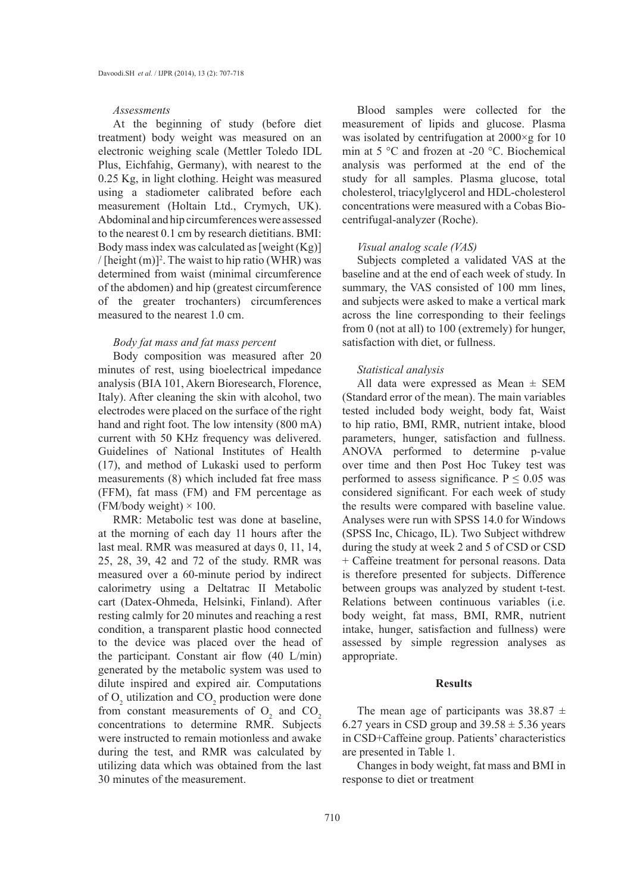*Assessments*

At the beginning of study (before diet treatment) body weight was measured on an electronic weighing scale (Mettler Toledo IDL Plus, Eichfahig, Germany), with nearest to the 0.25 Kg, in light clothing. Height was measured using a stadiometer calibrated before each measurement (Holtain Ltd., Crymych, UK). Abdominal and hip circumferences were assessed to the nearest 0.1 cm by research dietitians. BMI: Body mass index was calculated as [weight (Kg)] / [height (m)]$^2$. The waist to hip ratio (WHR) was determined from waist (minimal circumference of the abdomen) and hip (greatest circumference of the greater trochanters) circumferences measured to the nearest 1.0 cm.

*Body fat mass and fat mass percent*

Body composition was measured after 20 minutes of rest, using bioelectrical impedance analysis (BIA 101, Akern Bioresearch, Florence, Italy). After cleaning the skin with alcohol, two electrodes were placed on the surface of the right hand and right foot. The low intensity (800 mA) current with 50 KHz frequency was delivered. Guidelines of National Institutes of Health (17), and method of Lukaski used to perform measurements (8) which included fat free mass (FFM), fat mass (FM) and FM percentage as (FM/body weight) × 100.

RMR: Metabolic test was done at baseline, at the morning of each day 11 hours after the last meal. RMR was measured at days 0, 11, 14, 25, 28, 39, 42 and 72 of the study. RMR was measured over a 60-minute period by indirect calorimetry using a Deltatrac II Metabolic cart (Datex-Ohmeda, Helsinki, Finland). After resting calmly for 20 minutes and reaching a rest condition, a transparent plastic hood connected to the device was placed over the head of the participant. Constant air flow (40 L/min) generated by the metabolic system was used to dilute inspired and expired air. Computations of $O_2$ utilization and $CO_2$ production were done from constant measurements of $O_2$ and $CO_2$ concentrations to determine RMR. Subjects were instructed to remain motionless and awake during the test, and RMR was calculated by utilizing data which was obtained from the last 30 minutes of the measurement.

Blood samples were collected for the measurement of lipids and glucose. Plasma was isolated by centrifugation at 2000×g for 10 min at 5 °C and frozen at -20 °C. Biochemical analysis was performed at the end of the study for all samples. Plasma glucose, total cholesterol, triacylglycerol and HDL-cholesterol concentrations were measured with a Cobas Bio-centrifugal-analyzer (Roche).

*Visual analog scale (VAS)*

Subjects completed a validated VAS at the baseline and at the end of each week of study. In summary, the VAS consisted of 100 mm lines, and subjects were asked to make a vertical mark across the line corresponding to their feelings from 0 (not at all) to 100 (extremely) for hunger, satisfaction with diet, or fullness.

*Statistical analysis*

All data were expressed as Mean ± SEM (Standard error of the mean). The main variables tested included body weight, body fat, Waist to hip ratio, BMI, RMR, nutrient intake, blood parameters, hunger, satisfaction and fullness. ANOVA performed to determine p-value over time and then Post Hoc Tukey test was performed to assess significance. $P \leq 0.05$ was considered significant. For each week of study the results were compared with baseline value. Analyses were run with SPSS 14.0 for Windows (SPSS Inc, Chicago, IL). Two Subject withdrew during the study at week 2 and 5 of CSD or CSD + Caffeine treatment for personal reasons. Data is therefore presented for subjects. Difference between groups was analyzed by student t-test. Relations between continuous variables (i.e. body weight, fat mass, BMI, RMR, nutrient intake, hunger, satisfaction and fullness) were assessed by simple regression analyses as appropriate.

## Results

The mean age of participants was 38.87 ± 6.27 years in CSD group and 39.58 ± 5.36 years in CSD+Caffeine group. Patients' characteristics are presented in Table 1.

Changes in body weight, fat mass and BMI in response to diet or treatment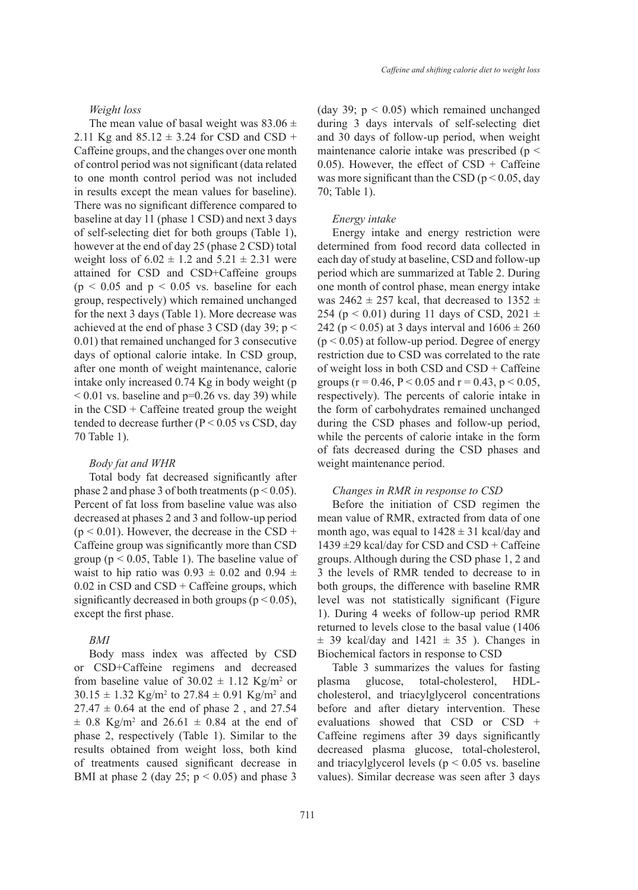*Weight loss*

The mean value of basal weight was 83.06 ± 2.11 Kg and 85.12 ± 3.24 for CSD and CSD + Caffeine groups, and the changes over one month of control period was not significant (data related to one month control period was not included in results except the mean values for baseline). There was no significant difference compared to baseline at day 11 (phase 1 CSD) and next 3 days of self-selecting diet for both groups (Table 1), however at the end of day 25 (phase 2 CSD) total weight loss of 6.02 ± 1.2 and 5.21 ± 2.31 were attained for CSD and CSD+Caffeine groups ($p < 0.05$ and $p < 0.05$ vs. baseline for each group, respectively) which remained unchanged for the next 3 days (Table 1). More decrease was achieved at the end of phase 3 CSD (day 39; $p < 0.01$) that remained unchanged for 3 consecutive days of optional calorie intake. In CSD group, after one month of weight maintenance, calorie intake only increased 0.74 Kg in body weight ($p < 0.01$ vs. baseline and $p=0.26$ vs. day 39) while in the CSD + Caffeine treated group the weight tended to decrease further ($P < 0.05$ vs CSD, day 70 Table 1).

*Body fat and WHR*

Total body fat decreased significantly after phase 2 and phase 3 of both treatments ($p < 0.05$). Percent of fat loss from baseline value was also decreased at phases 2 and 3 and follow-up period ($p < 0.01$). However, the decrease in the CSD + Caffeine group was significantly more than CSD group ($p < 0.05$, Table 1). The baseline value of waist to hip ratio was 0.93 ± 0.02 and 0.94 ± 0.02 in CSD and CSD + Caffeine groups, which significantly decreased in both groups ($p < 0.05$), except the first phase.

*BMI*

Body mass index was affected by CSD or CSD+Caffeine regimens and decreased from baseline value of 30.02 ± 1.12 Kg/m$^2$ or 30.15 ± 1.32 Kg/m$^2$ to 27.84 ± 0.91 Kg/m$^2$ and 27.47 ± 0.64 at the end of phase 2 , and 27.54 ± 0.8 Kg/m$^2$ and 26.61 ± 0.84 at the end of phase 2, respectively (Table 1). Similar to the results obtained from weight loss, both kind of treatments caused significant decrease in BMI at phase 2 (day 25; $p < 0.05$) and phase 3 (day 39; $p < 0.05$) which remained unchanged during 3 days intervals of self-selecting diet and 30 days of follow-up period, when weight maintenance calorie intake was prescribed ($p < 0.05$). However, the effect of CSD + Caffeine was more significant than the CSD ($p < 0.05$, day 70; Table 1).

*Energy intake*

Energy intake and energy restriction were determined from food record data collected in each day of study at baseline, CSD and follow-up period which are summarized at Table 2. During one month of control phase, mean energy intake was 2462 ± 257 kcal, that decreased to 1352 ± 254 ($p < 0.01$) during 11 days of CSD, 2021 ± 242 ($p < 0.05$) at 3 days interval and 1606 ± 260 ($p < 0.05$) at follow-up period. Degree of energy restriction due to CSD was correlated to the rate of weight loss in both CSD and CSD + Caffeine groups ($r = 0.46$, $P < 0.05$ and $r = 0.43$, $p < 0.05$, respectively). The percents of calorie intake in the form of carbohydrates remained unchanged during the CSD phases and follow-up period, while the percents of calorie intake in the form of fats decreased during the CSD phases and weight maintenance period.

*Changes in RMR in response to CSD*

Before the initiation of CSD regimen the mean value of RMR, extracted from data of one month ago, was equal to 1428 ± 31 kcal/day and 1439 ±29 kcal/day for CSD and CSD + Caffeine groups. Although during the CSD phase 1, 2 and 3 the levels of RMR tended to decrease to in both groups, the difference with baseline RMR level was not statistically significant (Figure 1). During 4 weeks of follow-up period RMR returned to levels close to the basal value (1406 ± 39 kcal/day and 1421 ± 35 ). Changes in Biochemical factors in response to CSD

Table 3 summarizes the values for fasting plasma glucose, total-cholesterol, HDL-cholesterol, and triacylglycerol concentrations before and after dietary intervention. These evaluations showed that CSD or CSD + Caffeine regimens after 39 days significantly decreased plasma glucose, total-cholesterol, and triacylglycerol levels ($p < 0.05$ vs. baseline values). Similar decrease was seen after 3 days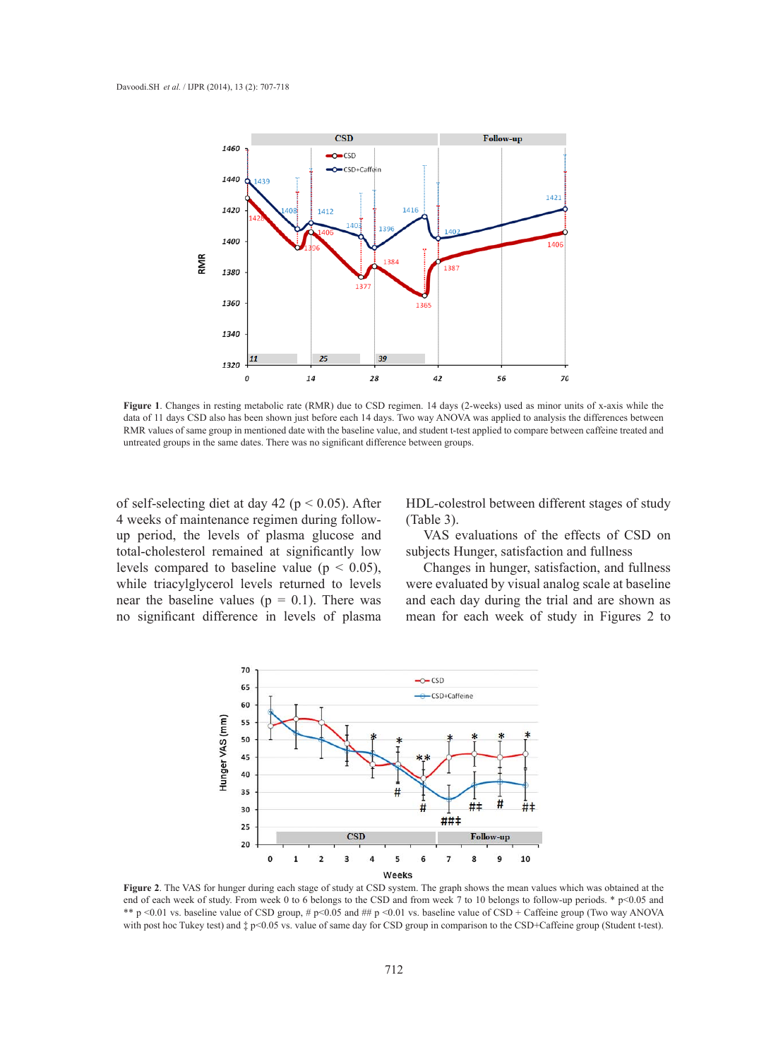Figure 1. Changes in resting metabolic rate (RMR) due to CSD regimen. 14 days (2-weeks) used as minor units of x-axis while the data of 11 days CSD also has been shown just before each 14 days. Two way ANOVA was applied to analysis the differences between RMR values of same group in mentioned date with the baseline value, and student t-test applied to compare between caffeine treated and untreated groups in the same dates. There was no significant difference between groups.

of self-selecting diet at day 42 ($p < 0.05$). After 4 weeks of maintenance regimen during follow-up period, the levels of plasma glucose and total-cholesterol remained at significantly low levels compared to baseline value ($p < 0.05$), while triacylglycerol levels returned to levels near the baseline values ($p = 0.1$). There was no significant difference in levels of plasma HDL-colestrol between different stages of study (Table 3).

VAS evaluations of the effects of CSD on subjects Hunger, satisfaction and fullness

Changes in hunger, satisfaction, and fullness were evaluated by visual analog scale at baseline and each day during the trial and are shown as mean for each week of study in Figures 2 to

Figure 2. The VAS for hunger during each stage of study at CSD system. The graph shows the mean values which was obtained at the end of each week of study. From week 0 to 6 belongs to the CSD and from week 7 to 10 belongs to follow-up periods. * $p<0.05$ and ** $p<0.01$ vs. baseline value of CSD group, # $p<0.05$ and ## $p<0.01$ vs. baseline value of CSD + Caffeine group (Two way ANOVA with post hoc Tukey test) and ‡ $p<0.05$ vs. value of same day for CSD group in comparison to the CSD+Caffeine group (Student t-test).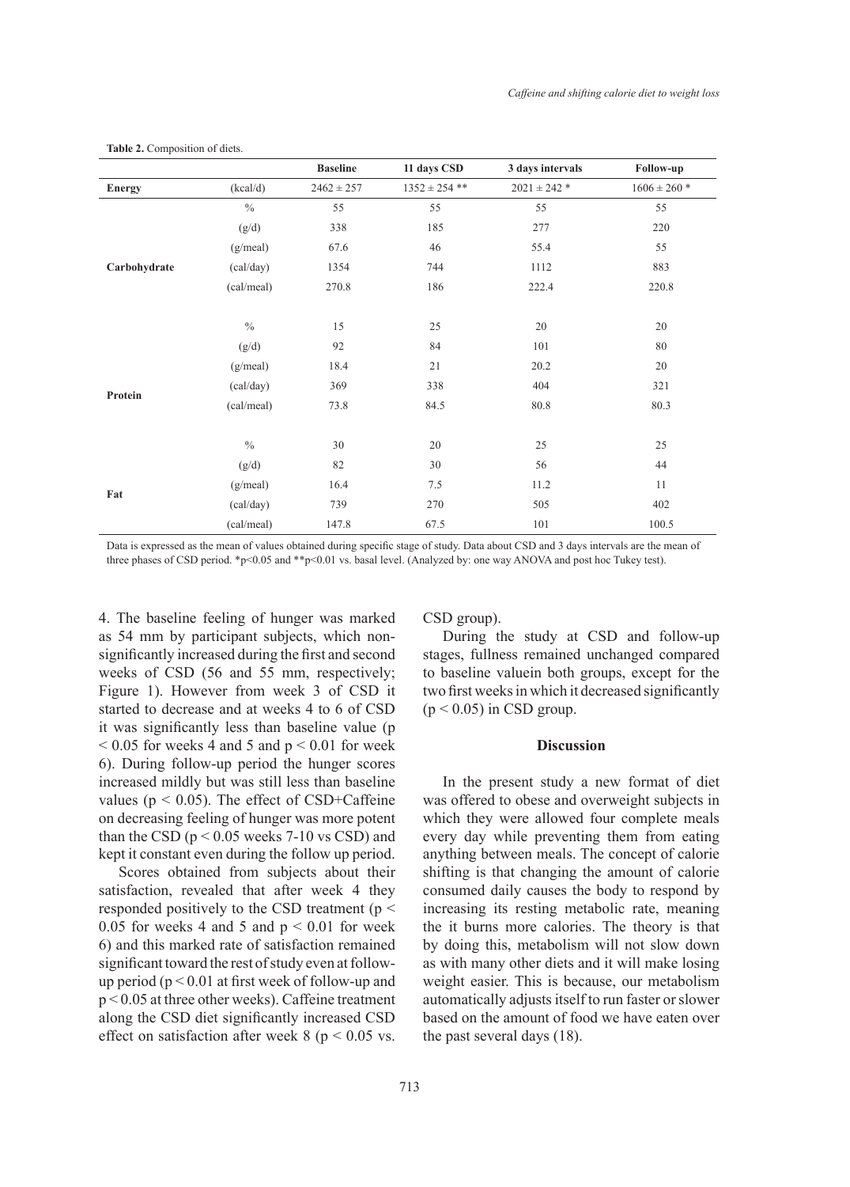**Table 2.** Composition of diets.

| | | Baseline | 11 days CSD | 3 days intervals | Follow-up |
|---|---|---|---|---|---|
| **Energy** | (kcal/d) | 2462 ± 257 | 1352 ± 254 ** | 2021 ± 242 * | 1606 ± 260 * |
| **Carbohydrate** | % | 55 | 55 | 55 | 55 |
| | (g/d) | 338 | 185 | 277 | 220 |
| | (g/meal) | 67.6 | 46 | 55.4 | 55 |
| | (cal/day) | 1354 | 744 | 1112 | 883 |
| | (cal/meal) | 270.8 | 186 | 222.4 | 220.8 |
| **Protein** | % | 15 | 25 | 20 | 20 |
| | (g/d) | 92 | 84 | 101 | 80 |
| | (g/meal) | 18.4 | 21 | 20.2 | 20 |
| | (cal/day) | 369 | 338 | 404 | 321 |
| | (cal/meal) | 73.8 | 84.5 | 80.8 | 80.3 |
| **Fat** | % | 30 | 20 | 25 | 25 |
| | (g/d) | 82 | 30 | 56 | 44 |
| | (g/meal) | 16.4 | 7.5 | 11.2 | 11 |
| | (cal/day) | 739 | 270 | 505 | 402 |
| | (cal/meal) | 147.8 | 67.5 | 101 | 100.5 |

Data is expressed as the mean of values obtained during specific stage of study. Data about CSD and 3 days intervals are the mean of three phases of CSD period. *$p<0.05$ and **$p<0.01$ vs. basal level. (Analyzed by: one way ANOVA and post hoc Tukey test).

4. The baseline feeling of hunger was marked as 54 mm by participant subjects, which non-significantly increased during the first and second weeks of CSD (56 and 55 mm, respectively; Figure 1). However from week 3 of CSD it started to decrease and at weeks 4 to 6 of CSD it was significantly less than baseline value ($p < 0.05$ for weeks 4 and 5 and $p < 0.01$ for week 6). During follow-up period the hunger scores increased mildly but was still less than baseline values ($p < 0.05$). The effect of CSD+Caffeine on decreasing feeling of hunger was more potent than the CSD ($p < 0.05$ weeks 7-10 vs CSD) and kept it constant even during the follow up period.

Scores obtained from subjects about their satisfaction, revealed that after week 4 they responded positively to the CSD treatment ($p < 0.05$ for weeks 4 and 5 and $p < 0.01$ for week 6) and this marked rate of satisfaction remained significant toward the rest of study even at follow-up period ($p < 0.01$ at first week of follow-up and $p < 0.05$ at three other weeks). Caffeine treatment along the CSD diet significantly increased CSD effect on satisfaction after week 8 ($p < 0.05$ vs. CSD group).

During the study at CSD and follow-up stages, fullness remained unchanged compared to baseline valuein both groups, except for the two first weeks in which it decreased significantly ($p < 0.05$) in CSD group.

## Discussion

In the present study a new format of diet was offered to obese and overweight subjects in which they were allowed four complete meals every day while preventing them from eating anything between meals. The concept of calorie shifting is that changing the amount of calorie consumed daily causes the body to respond by increasing its resting metabolic rate, meaning the it burns more calories. The theory is that by doing this, metabolism will not slow down as with many other diets and it will make losing weight easier. This is because, our metabolism automatically adjusts itself to run faster or slower based on the amount of food we have eaten over the past several days (18).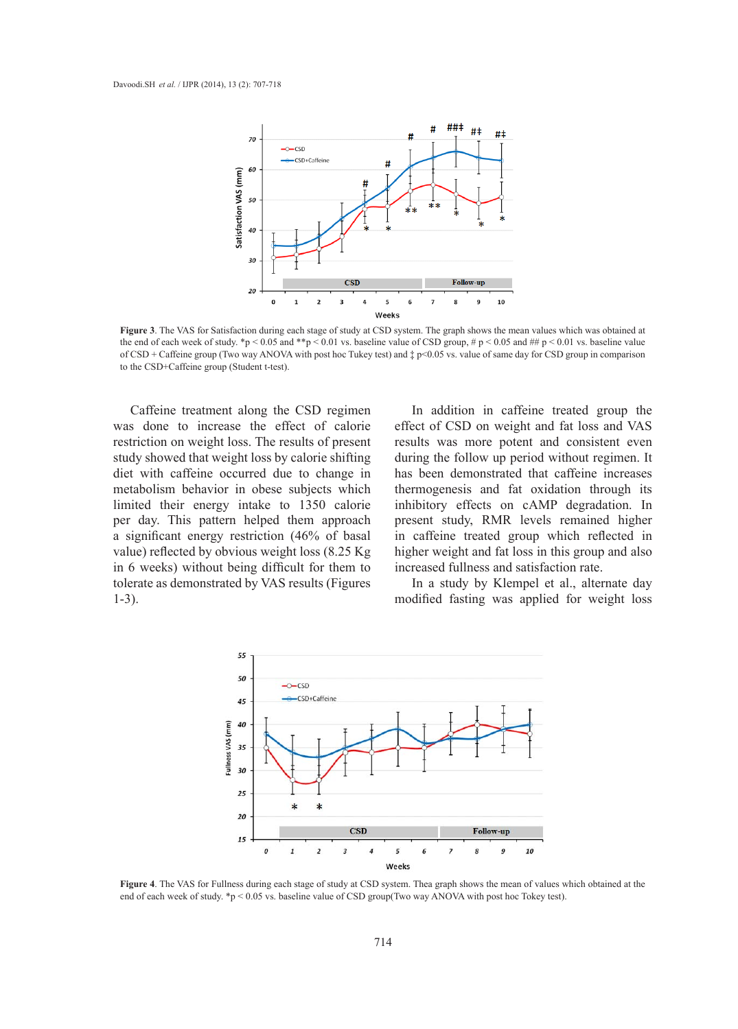**Figure 3**. The VAS for Satisfaction during each stage of study at CSD system. The graph shows the mean values which was obtained at the end of each week of study. *p < 0.05 and **p < 0.01 vs. baseline value of CSD group, # p < 0.05 and ## p < 0.01 vs. baseline value of CSD + Caffeine group (Two way ANOVA with post hoc Tukey test) and ‡ p<0.05 vs. value of same day for CSD group in comparison to the CSD+Caffeine group (Student t-test).

Caffeine treatment along the CSD regimen was done to increase the effect of calorie restriction on weight loss. The results of present study showed that weight loss by calorie shifting diet with caffeine occurred due to change in metabolism behavior in obese subjects which limited their energy intake to 1350 calorie per day. This pattern helped them approach a significant energy restriction (46% of basal value) reflected by obvious weight loss (8.25 Kg in 6 weeks) without being difficult for them to tolerate as demonstrated by VAS results (Figures 1-3).

In addition in caffeine treated group the effect of CSD on weight and fat loss and VAS results was more potent and consistent even during the follow up period without regimen. It has been demonstrated that caffeine increases thermogenesis and fat oxidation through its inhibitory effects on cAMP degradation. In present study, RMR levels remained higher in caffeine treated group which reflected in higher weight and fat loss in this group and also increased fullness and satisfaction rate.

In a study by Klempel et al., alternate day modified fasting was applied for weight loss

**Figure 4**. The VAS for Fullness during each stage of study at CSD system. Thea graph shows the mean of values which obtained at the end of each week of study. *p < 0.05 vs. baseline value of CSD group(Two way ANOVA with post hoc Tokey test).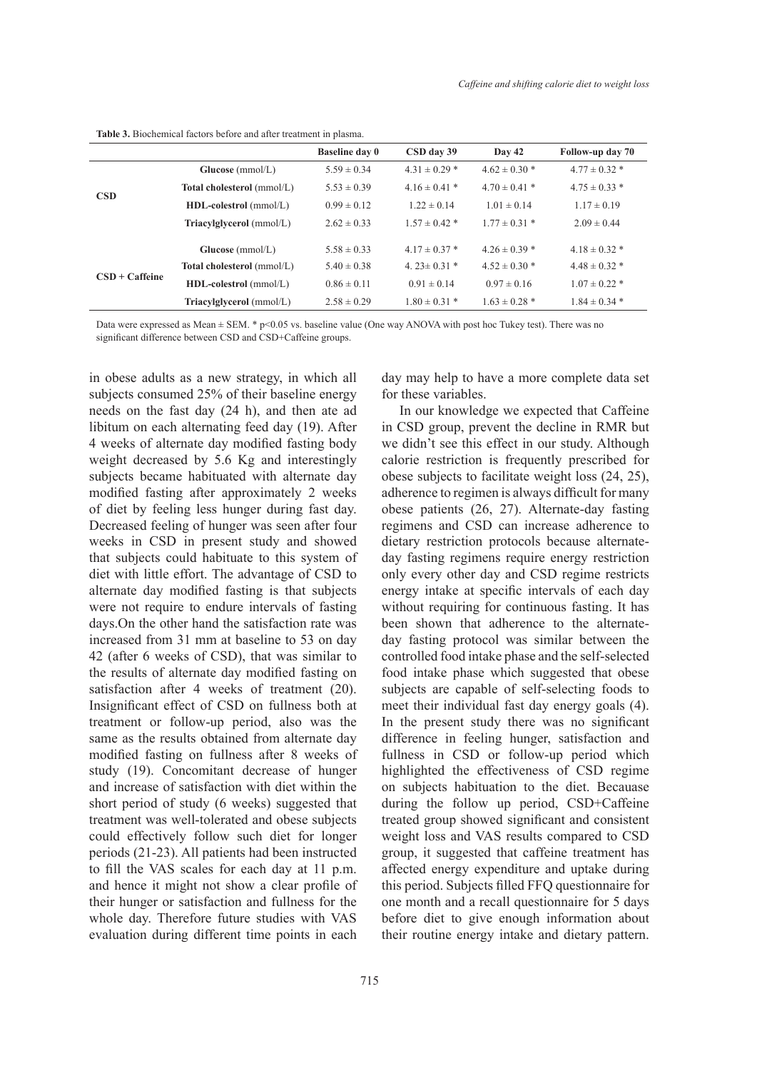**Table 3.** Biochemical factors before and after treatment in plasma.

| | | Baseline day 0 | CSD day 39 | Day 42 | Follow-up day 70 |
|---|---|---|---|---|---|
| **CSD** | **Glucose** (mmol/L) | 5.59 ± 0.34 | 4.31 ± 0.29 * | 4.62 ± 0.30 * | 4.77 ± 0.32 * |
| | **Total cholesterol** (mmol/L) | 5.53 ± 0.39 | 4.16 ± 0.41 * | 4.70 ± 0.41 * | 4.75 ± 0.33 * |
| | **HDL-colestrol** (mmol/L) | 0.99 ± 0.12 | 1.22 ± 0.14 | 1.01 ± 0.14 | 1.17 ± 0.19 |
| | **Triacylglycerol** (mmol/L) | 2.62 ± 0.33 | 1.57 ± 0.42 * | 1.77 ± 0.31 * | 2.09 ± 0.44 |
| **CSD + Caffeine** | **Glucose** (mmol/L) | 5.58 ± 0.33 | 4.17 ± 0.37 * | 4.26 ± 0.39 * | 4.18 ± 0.32 * |
| | **Total cholesterol** (mmol/L) | 5.40 ± 0.38 | 4. 23± 0.31 * | 4.52 ± 0.30 * | 4.48 ± 0.32 * |
| | **HDL-colestrol** (mmol/L) | 0.86 ± 0.11 | 0.91 ± 0.14 | 0.97 ± 0.16 | 1.07 ± 0.22 * |
| | **Triacylglycerol** (mmol/L) | 2.58 ± 0.29 | 1.80 ± 0.31 * | 1.63 ± 0.28 * | 1.84 ± 0.34 * |

Data were expressed as Mean ± SEM. * $p<0.05$ vs. baseline value (One way ANOVA with post hoc Tukey test). There was no significant difference between CSD and CSD+Caffeine groups.

in obese adults as a new strategy, in which all subjects consumed 25% of their baseline energy needs on the fast day (24 h), and then ate ad libitum on each alternating feed day (19). After 4 weeks of alternate day modified fasting body weight decreased by 5.6 Kg and interestingly subjects became habituated with alternate day modified fasting after approximately 2 weeks of diet by feeling less hunger during fast day. Decreased feeling of hunger was seen after four weeks in CSD in present study and showed that subjects could habituate to this system of diet with little effort. The advantage of CSD to alternate day modified fasting is that subjects were not require to endure intervals of fasting days.On the other hand the satisfaction rate was increased from 31 mm at baseline to 53 on day 42 (after 6 weeks of CSD), that was similar to the results of alternate day modified fasting on satisfaction after 4 weeks of treatment (20). Insignificant effect of CSD on fullness both at treatment or follow-up period, also was the same as the results obtained from alternate day modified fasting on fullness after 8 weeks of study (19). Concomitant decrease of hunger and increase of satisfaction with diet within the short period of study (6 weeks) suggested that treatment was well-tolerated and obese subjects could effectively follow such diet for longer periods (21-23). All patients had been instructed to fill the VAS scales for each day at 11 p.m. and hence it might not show a clear profile of their hunger or satisfaction and fullness for the whole day. Therefore future studies with VAS evaluation during different time points in each day may help to have a more complete data set for these variables.

In our knowledge we expected that Caffeine in CSD group, prevent the decline in RMR but we didn't see this effect in our study. Although calorie restriction is frequently prescribed for obese subjects to facilitate weight loss (24, 25), adherence to regimen is always difficult for many obese patients (26, 27). Alternate-day fasting regimens and CSD can increase adherence to dietary restriction protocols because alternate-day fasting regimens require energy restriction only every other day and CSD regime restricts energy intake at specific intervals of each day without requiring for continuous fasting. It has been shown that adherence to the alternate-day fasting protocol was similar between the controlled food intake phase and the self-selected food intake phase which suggested that obese subjects are capable of self-selecting foods to meet their individual fast day energy goals (4). In the present study there was no significant difference in feeling hunger, satisfaction and fullness in CSD or follow-up period which highlighted the effectiveness of CSD regime on subjects habituation to the diet. Becauase during the follow up period, CSD+Caffeine treated group showed significant and consistent weight loss and VAS results compared to CSD group, it suggested that caffeine treatment has affected energy expenditure and uptake during this period. Subjects filled FFQ questionnaire for one month and a recall questionnaire for 5 days before diet to give enough information about their routine energy intake and dietary pattern.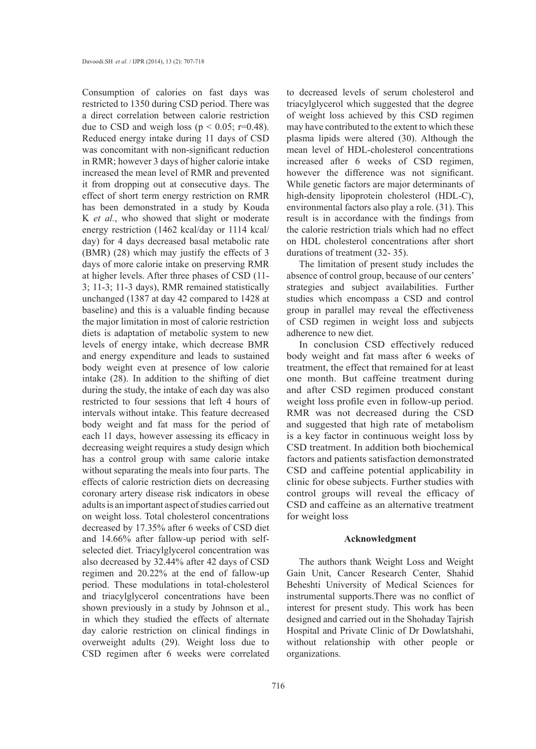Consumption of calories on fast days was restricted to 1350 during CSD period. There was a direct correlation between calorie restriction due to CSD and weigh loss ($p < 0.05$; $r=0.48$). Reduced energy intake during 11 days of CSD was concomitant with non-significant reduction in RMR; however 3 days of higher calorie intake increased the mean level of RMR and prevented it from dropping out at consecutive days. The effect of short term energy restriction on RMR has been demonstrated in a study by Kouda K *et al.*, who showed that slight or moderate energy restriction (1462 kcal/day or 1114 kcal/day) for 4 days decreased basal metabolic rate (BMR) (28) which may justify the effects of 3 days of more calorie intake on preserving RMR at higher levels. After three phases of CSD (11-3; 11-3; 11-3 days), RMR remained statistically unchanged (1387 at day 42 compared to 1428 at baseline) and this is a valuable finding because the major limitation in most of calorie restriction diets is adaptation of metabolic system to new levels of energy intake, which decrease BMR and energy expenditure and leads to sustained body weight even at presence of low calorie intake (28). In addition to the shifting of diet during the study, the intake of each day was also restricted to four sessions that left 4 hours of intervals without intake. This feature decreased body weight and fat mass for the period of each 11 days, however assessing its efficacy in decreasing weight requires a study design which has a control group with same calorie intake without separating the meals into four parts. The effects of calorie restriction diets on decreasing coronary artery disease risk indicators in obese adults is an important aspect of studies carried out on weight loss. Total cholesterol concentrations decreased by 17.35% after 6 weeks of CSD diet and 14.66% after fallow-up period with self-selected diet. Triacylglycerol concentration was also decreased by 32.44% after 42 days of CSD regimen and 20.22% at the end of fallow-up period. These modulations in total-cholesterol and triacylglycerol concentrations have been shown previously in a study by Johnson et al., in which they studied the effects of alternate day calorie restriction on clinical findings in overweight adults (29). Weight loss due to CSD regimen after 6 weeks were correlated to decreased levels of serum cholesterol and triacylglycerol which suggested that the degree of weight loss achieved by this CSD regimen may have contributed to the extent to which these plasma lipids were altered (30). Although the mean level of HDL-cholesterol concentrations increased after 6 weeks of CSD regimen, however the difference was not significant. While genetic factors are major determinants of high-density lipoprotein cholesterol (HDL-C), environmental factors also play a role. (31). This result is in accordance with the findings from the calorie restriction trials which had no effect on HDL cholesterol concentrations after short durations of treatment (32- 35).

The limitation of present study includes the absence of control group, because of our centers' strategies and subject availabilities. Further studies which encompass a CSD and control group in parallel may reveal the effectiveness of CSD regimen in weight loss and subjects adherence to new diet.

In conclusion CSD effectively reduced body weight and fat mass after 6 weeks of treatment, the effect that remained for at least one month. But caffeine treatment during and after CSD regimen produced constant weight loss profile even in follow-up period. RMR was not decreased during the CSD and suggested that high rate of metabolism is a key factor in continuous weight loss by CSD treatment. In addition both biochemical factors and patients satisfaction demonstrated CSD and caffeine potential applicability in clinic for obese subjects. Further studies with control groups will reveal the efficacy of CSD and caffeine as an alternative treatment for weight loss

### Acknowledgment

The authors thank Weight Loss and Weight Gain Unit, Cancer Research Center, Shahid Beheshti University of Medical Sciences for instrumental supports.There was no conflict of interest for present study. This work has been designed and carried out in the Shohaday Tajrish Hospital and Private Clinic of Dr Dowlatshahi, without relationship with other people or organizations.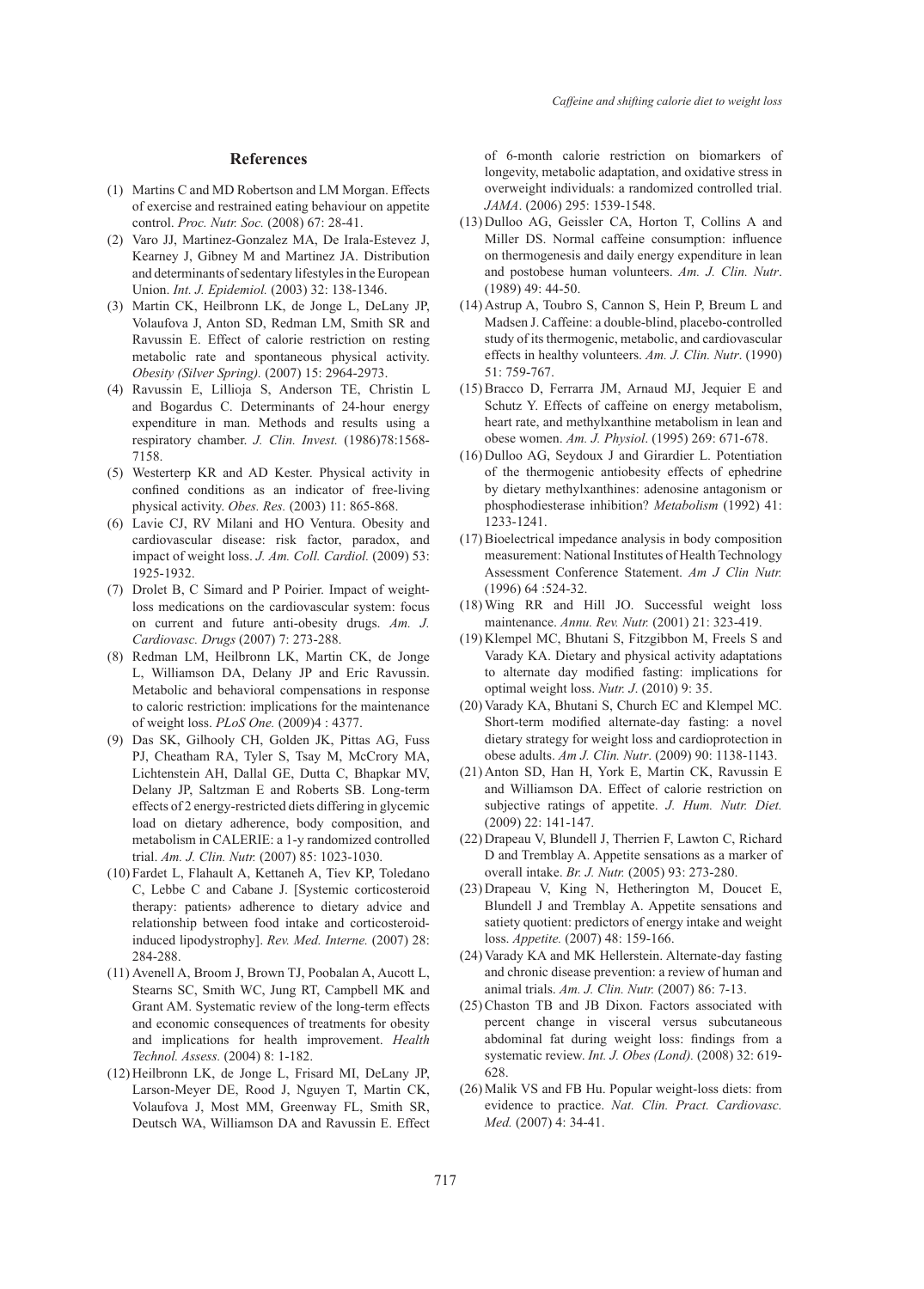## References

(1) Martins C and MD Robertson and LM Morgan. Effects of exercise and restrained eating behaviour on appetite control. *Proc. Nutr. Soc.* (2008) 67: 28-41.

(2) Varo JJ, Martinez-Gonzalez MA, De Irala-Estevez J, Kearney J, Gibney M and Martinez JA. Distribution and determinants of sedentary lifestyles in the European Union. *Int. J. Epidemiol.* (2003) 32: 138-1346.

(3) Martin CK, Heilbronn LK, de Jonge L, DeLany JP, Volaufova J, Anton SD, Redman LM, Smith SR and Ravussin E. Effect of calorie restriction on resting metabolic rate and spontaneous physical activity. *Obesity (Silver Spring).* (2007) 15: 2964-2973.

(4) Ravussin E, Lillioja S, Anderson TE, Christin L and Bogardus C. Determinants of 24-hour energy expenditure in man. Methods and results using a respiratory chamber. *J. Clin. Invest.* (1986)78:1568-7158.

(5) Westerterp KR and AD Kester. Physical activity in confined conditions as an indicator of free-living physical activity. *Obes. Res.* (2003) 11: 865-868.

(6) Lavie CJ, RV Milani and HO Ventura. Obesity and cardiovascular disease: risk factor, paradox, and impact of weight loss. *J. Am. Coll. Cardiol.* (2009) 53: 1925-1932.

(7) Drolet B, C Simard and P Poirier. Impact of weight-loss medications on the cardiovascular system: focus on current and future anti-obesity drugs. *Am. J. Cardiovasc. Drugs* (2007) 7: 273-288.

(8) Redman LM, Heilbronn LK, Martin CK, de Jonge L, Williamson DA, Delany JP and Eric Ravussin. Metabolic and behavioral compensations in response to caloric restriction: implications for the maintenance of weight loss. *PLoS One.* (2009)4 : 4377.

(9) Das SK, Gilhooly CH, Golden JK, Pittas AG, Fuss PJ, Cheatham RA, Tyler S, Tsay M, McCrory MA, Lichtenstein AH, Dallal GE, Dutta C, Bhapkar MV, Delany JP, Saltzman E and Roberts SB. Long-term effects of 2 energy-restricted diets differing in glycemic load on dietary adherence, body composition, and metabolism in CALERIE: a 1-y randomized controlled trial. *Am. J. Clin. Nutr.* (2007) 85: 1023-1030.

(10) Fardet L, Flahault A, Kettaneh A, Tiev KP, Toledano C, Lebbe C and Cabane J. [Systemic corticosteroid therapy: patients› adherence to dietary advice and relationship between food intake and corticosteroid-induced lipodystrophy]. *Rev. Med. Interne.* (2007) 28: 284-288.

(11) Avenell A, Broom J, Brown TJ, Poobalan A, Aucott L, Stearns SC, Smith WC, Jung RT, Campbell MK and Grant AM. Systematic review of the long-term effects and economic consequences of treatments for obesity and implications for health improvement. *Health Technol. Assess.* (2004) 8: 1-182.

(12) Heilbronn LK, de Jonge L, Frisard MI, DeLany JP, Larson-Meyer DE, Rood J, Nguyen T, Martin CK, Volaufova J, Most MM, Greenway FL, Smith SR, Deutsch WA, Williamson DA and Ravussin E. Effect of 6-month calorie restriction on biomarkers of longevity, metabolic adaptation, and oxidative stress in overweight individuals: a randomized controlled trial. *JAMA*. (2006) 295: 1539-1548.

(13) Dulloo AG, Geissler CA, Horton T, Collins A and Miller DS. Normal caffeine consumption: influence on thermogenesis and daily energy expenditure in lean and postobese human volunteers. *Am. J. Clin. Nutr*. (1989) 49: 44-50.

(14) Astrup A, Toubro S, Cannon S, Hein P, Breum L and Madsen J. Caffeine: a double-blind, placebo-controlled study of its thermogenic, metabolic, and cardiovascular effects in healthy volunteers. *Am. J. Clin. Nutr*. (1990) 51: 759-767.

(15) Bracco D, Ferrarra JM, Arnaud MJ, Jequier E and Schutz Y. Effects of caffeine on energy metabolism, heart rate, and methylxanthine metabolism in lean and obese women. *Am. J. Physiol*. (1995) 269: 671-678.

(16) Dulloo AG, Seydoux J and Girardier L. Potentiation of the thermogenic antiobesity effects of ephedrine by dietary methylxanthines: adenosine antagonism or phosphodiesterase inhibition? *Metabolism* (1992) 41: 1233-1241.

(17) Bioelectrical impedance analysis in body composition measurement: National Institutes of Health Technology Assessment Conference Statement. *Am J Clin Nutr.* (1996) 64 :524-32.

(18) Wing RR and Hill JO. Successful weight loss maintenance. *Annu. Rev. Nutr.* (2001) 21: 323-419.

(19) Klempel MC, Bhutani S, Fitzgibbon M, Freels S and Varady KA. Dietary and physical activity adaptations to alternate day modified fasting: implications for optimal weight loss. *Nutr. J*. (2010) 9: 35.

(20) Varady KA, Bhutani S, Church EC and Klempel MC. Short-term modified alternate-day fasting: a novel dietary strategy for weight loss and cardioprotection in obese adults. *Am J. Clin. Nutr*. (2009) 90: 1138-1143.

(21) Anton SD, Han H, York E, Martin CK, Ravussin E and Williamson DA. Effect of calorie restriction on subjective ratings of appetite. *J. Hum. Nutr. Diet.* (2009) 22: 141-147.

(22) Drapeau V, Blundell J, Therrien F, Lawton C, Richard D and Tremblay A. Appetite sensations as a marker of overall intake. *Br. J. Nutr.* (2005) 93: 273-280.

(23) Drapeau V, King N, Hetherington M, Doucet E, Blundell J and Tremblay A. Appetite sensations and satiety quotient: predictors of energy intake and weight loss. *Appetite.* (2007) 48: 159-166.

(24) Varady KA and MK Hellerstein. Alternate-day fasting and chronic disease prevention: a review of human and animal trials. *Am. J. Clin. Nutr.* (2007) 86: 7-13.

(25) Chaston TB and JB Dixon. Factors associated with percent change in visceral versus subcutaneous abdominal fat during weight loss: findings from a systematic review. *Int. J. Obes (Lond).* (2008) 32: 619-628.

(26) Malik VS and FB Hu. Popular weight-loss diets: from evidence to practice. *Nat. Clin. Pract. Cardiovasc. Med.* (2007) 4: 34-41.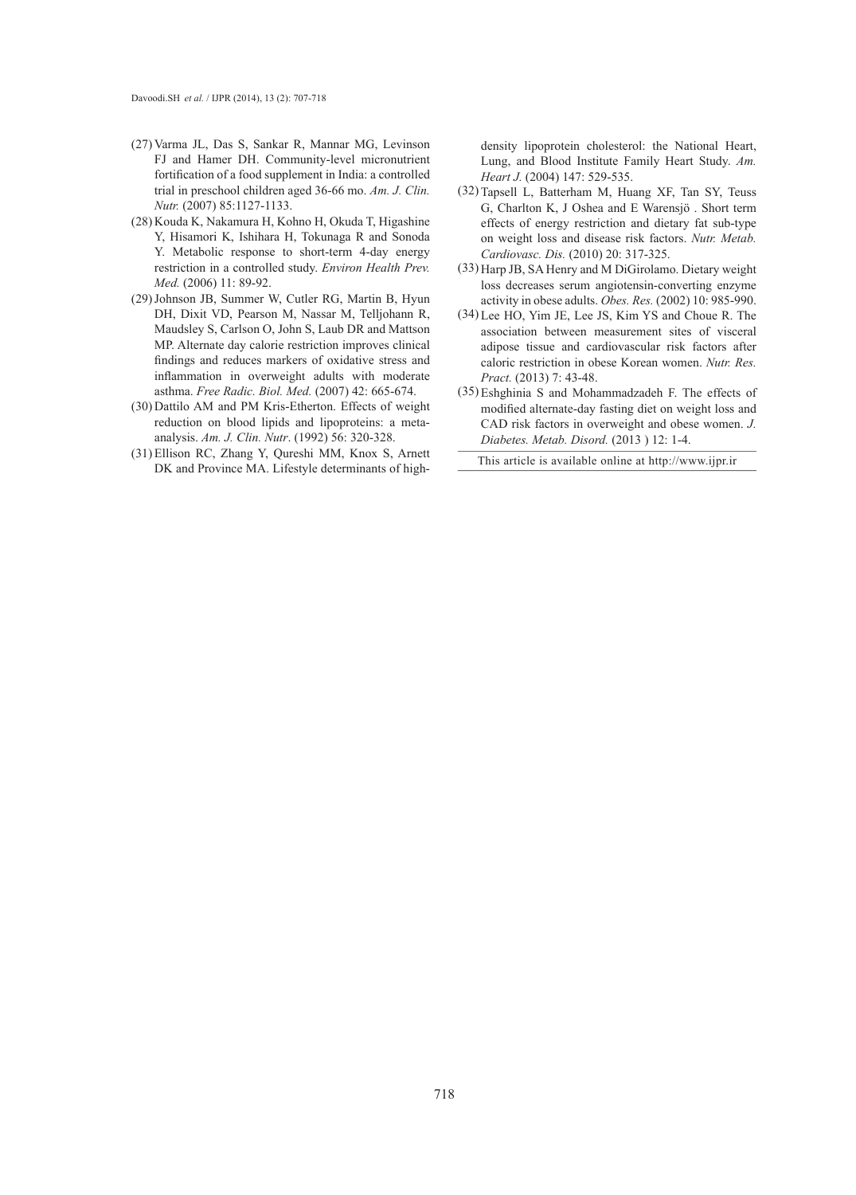(27) Varma JL, Das S, Sankar R, Mannar MG, Levinson FJ and Hamer DH. Community-level micronutrient fortification of a food supplement in India: a controlled trial in preschool children aged 36-66 mo. *Am. J. Clin. Nutr.* (2007) 85:1127-1133.

(28) Kouda K, Nakamura H, Kohno H, Okuda T, Higashine Y, Hisamori K, Ishihara H, Tokunaga R and Sonoda Y. Metabolic response to short-term 4-day energy restriction in a controlled study. *Environ Health Prev. Med.* (2006) 11: 89-92.

(29) Johnson JB, Summer W, Cutler RG, Martin B, Hyun DH, Dixit VD, Pearson M, Nassar M, Telljohann R, Maudsley S, Carlson O, John S, Laub DR and Mattson MP. Alternate day calorie restriction improves clinical findings and reduces markers of oxidative stress and inflammation in overweight adults with moderate asthma. *Free Radic. Biol. Med.* (2007) 42: 665-674.

(30) Dattilo AM and PM Kris-Etherton. Effects of weight reduction on blood lipids and lipoproteins: a meta-analysis. *Am. J. Clin. Nutr*. (1992) 56: 320-328.

(31) Ellison RC, Zhang Y, Qureshi MM, Knox S, Arnett DK and Province MA. Lifestyle determinants of high-density lipoprotein cholesterol: the National Heart, Lung, and Blood Institute Family Heart Study. *Am. Heart J.* (2004) 147: 529-535.

(32) Tapsell L, Batterham M, Huang XF, Tan SY, Teuss G, Charlton K, J Oshea and E Warensjö . Short term effects of energy restriction and dietary fat sub-type on weight loss and disease risk factors. *Nutr. Metab. Cardiovasc. Dis.* (2010) 20: 317-325.

(33) Harp JB, SA Henry and M DiGirolamo. Dietary weight loss decreases serum angiotensin-converting enzyme activity in obese adults. *Obes. Res.* (2002) 10: 985-990.

(34) Lee HO, Yim JE, Lee JS, Kim YS and Choue R. The association between measurement sites of visceral adipose tissue and cardiovascular risk factors after caloric restriction in obese Korean women. *Nutr. Res. Pract.* (2013) 7: 43-48.

(35) Eshghinia S and Mohammadzadeh F. The effects of modified alternate-day fasting diet on weight loss and CAD risk factors in overweight and obese women. *J. Diabetes. Metab. Disord.* (2013 ) 12: 1-4.

This article is available online at http://www.ijpr.ir